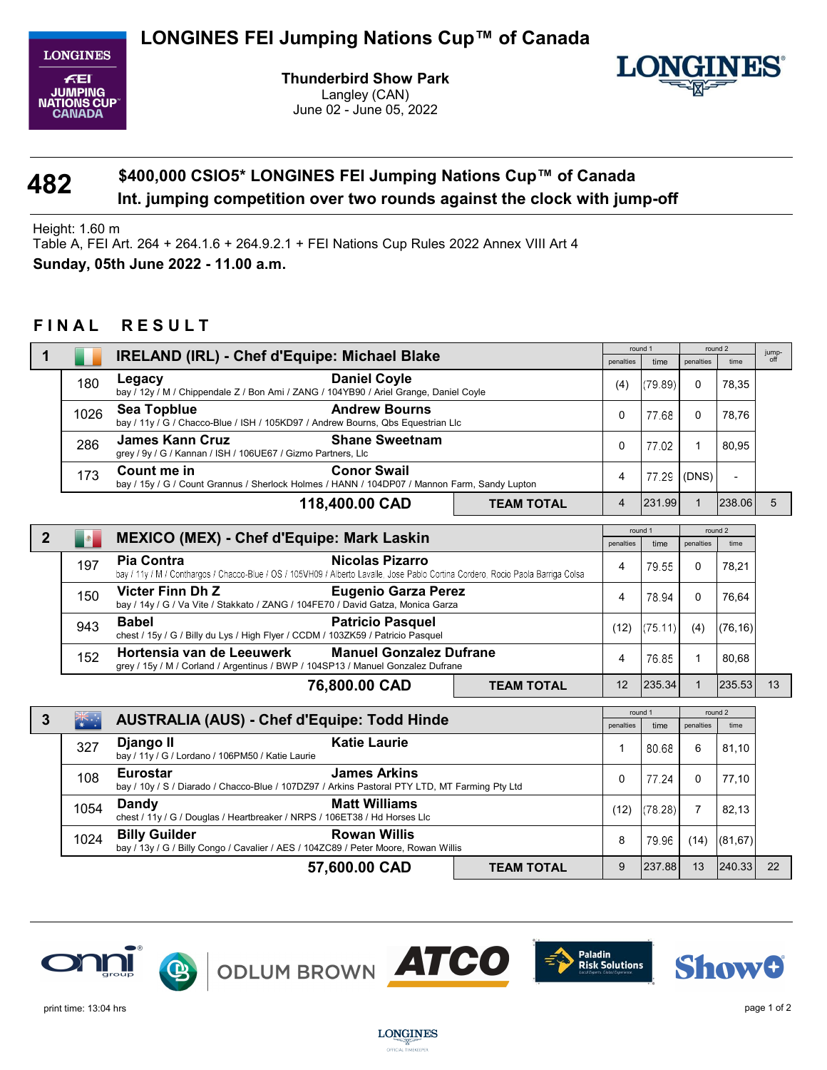# LONGINES FEI Jumping Nations Cup™ of Canada

**Thunderbird Show Park**
Langley (CAN)
June 02 - June 05, 2022

## 482 — $400,000 CSIO5* LONGINES FEI Jumping Nations Cup™ of Canada
### Int. jumping competition over two rounds against the clock with jump-off

Height: 1.60 m
Table A, FEI Art. 264 + 264.1.6 + 264.9.2.1 + FEI Nations Cup Rules 2022 Annex VIII Art 4
**Sunday, 05th June 2022 - 11.00 a.m.**

## FINAL RESULT

| Rank | No. | Horse / Rider | Prize money | | round 1 penalties | round 1 time | round 2 penalties | round 2 time | jump-off |
|---|---|---|---|---|---|---|---|---|---|
| **1** | | **IRELAND (IRL) - Chef d'Equipe: Michael Blake** | | | | | | | |
| | 180 | **Legacy** — **Daniel Coyle**<br>bay / 12y / M / Chippendale Z / Bon Ami / ZANG / 104YB90 / Ariel Grange, Daniel Coyle | | | (4) | (79.89) | 0 | 78,35 | |
| | 1026 | **Sea Topblue** — **Andrew Bourns**<br>bay / 11y / G / Chacco-Blue / ISH / 105KD97 / Andrew Bourns, Qbs Equestrian Llc | | | 0 | 77.68 | 0 | 78,76 | |
| | 286 | **James Kann Cruz** — **Shane Sweetnam**<br>grey / 9y / G / Kannan / ISH / 106UE67 / Gizmo Partners, Llc | | | 0 | 77.02 | 1 | 80,95 | |
| | 173 | **Count me in** — **Conor Swail**<br>bay / 15y / G / Count Grannus / Sherlock Holmes / HANN / 104DP07 / Mannon Farm, Sandy Lupton | | | 4 | 77.29 | (DNS) | - | |
| | | | **118,400.00 CAD** | **TEAM TOTAL** | 4 | 231.99 | 1 | 238.06 | 5 |
| **2** | | **MEXICO (MEX) - Chef d'Equipe: Mark Laskin** | | | | | | | |
| | 197 | **Pia Contra** — **Nicolas Pizarro**<br>bay / 11y / M / Conthargos / Chacco-Blue / OS / 105VH09 / Alberto Lavalle, Jose Pablo Cortina Cordero, Rocio Paola Barriga Colsa | | | 4 | 79.55 | 0 | 78,21 | |
| | 150 | **Victer Finn Dh Z** — **Eugenio Garza Perez**<br>bay / 14y / G / Va Vite / Stakkato / ZANG / 104FE70 / David Gatza, Monica Garza | | | 4 | 78.94 | 0 | 76,64 | |
| | 943 | **Babel** — **Patricio Pasquel**<br>chest / 15y / G / Billy du Lys / High Flyer / CCDM / 103ZK59 / Patricio Pasquel | | | (12) | (75.11) | (4) | (76,16) | |
| | 152 | **Hortensia van de Leeuwerk** — **Manuel Gonzalez Dufrane**<br>grey / 15y / M / Corland / Argentinus / BWP / 104SP13 / Manuel Gonzalez Dufrane | | | 4 | 76.85 | 1 | 80,68 | |
| | | | **76,800.00 CAD** | **TEAM TOTAL** | 12 | 235.34 | 1 | 235.53 | 13 |
| **3** | | **AUSTRALIA (AUS) - Chef d'Equipe: Todd Hinde** | | | | | | | |
| | 327 | **Django II** — **Katie Laurie**<br>bay / 11y / G / Lordano / 106PM50 / Katie Laurie | | | 1 | 80.68 | 6 | 81,10 | |
| | 108 | **Eurostar** — **James Arkins**<br>bay / 10y / S / Diarado / Chacco-Blue / 107DZ97 / Arkins Pastoral PTY LTD, MT Farming Pty Ltd | | | 0 | 77.24 | 0 | 77,10 | |
| | 1054 | **Dandy** — **Matt Williams**<br>chest / 11y / G / Douglas / Heartbreaker / NRPS / 106ET38 / Hd Horses Llc | | | (12) | (78.28) | 7 | 82,13 | |
| | 1024 | **Billy Guilder** — **Rowan Willis**<br>bay / 13y / G / Billy Congo / Cavalier / AES / 104ZC89 / Peter Moore, Rowan Willis | | | 8 | 79.96 | (14) | (81,67) | |
| | | | **57,600.00 CAD** | **TEAM TOTAL** | 9 | 237.88 | 13 | 240.33 | 22 |

print time: 13:04 hrs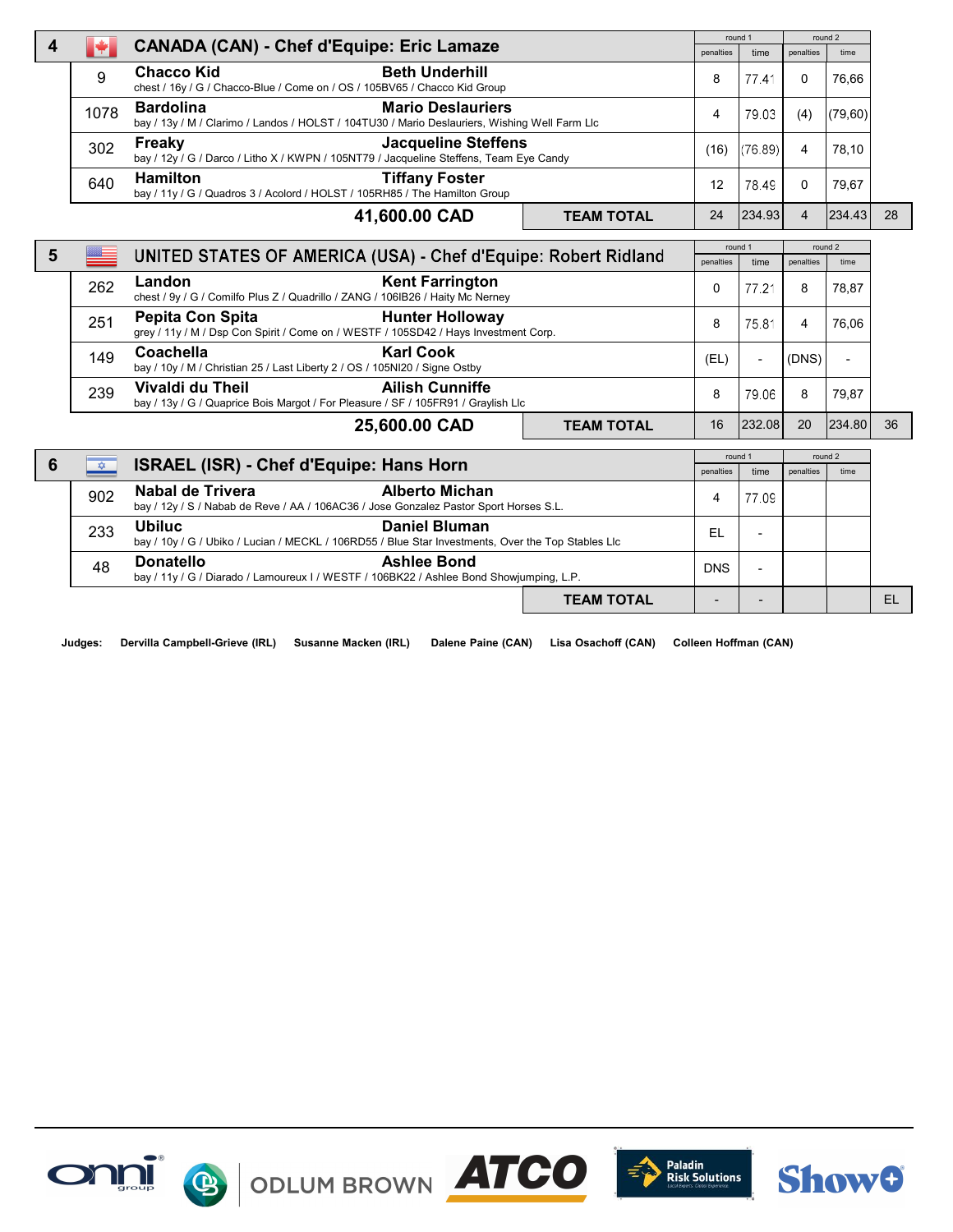| | | | | round 1 | | round 2 | | |
|---|---|---|---|---|---|---|---|---|
| **4** | | **CANADA (CAN) - Chef d'Equipe: Eric Lamaze** | | penalties | time | penalties | time | |
| | 9 | **Chacco Kid**<br>chest / 16y / G / Chacco-Blue / Come on / OS / 105BV65 / Chacco Kid Group | **Beth Underhill** | 8 | 77.41 | 0 | 76,66 | |
| | 1078 | **Bardolina**<br>bay / 13y / M / Clarimo / Landos / HOLST / 104TU30 / Mario Deslauriers, Wishing Well Farm Llc | **Mario Deslauriers** | 4 | 79.03 | (4) | (79,60) | |
| | 302 | **Freaky**<br>bay / 12y / G / Darco / Litho X / KWPN / 105NT79 / Jacqueline Steffens, Team Eye Candy | **Jacqueline Steffens** | (16) | (76.89) | 4 | 78,10 | |
| | 640 | **Hamilton**<br>bay / 11y / G / Quadros 3 / Acolord / HOLST / 105RH85 / The Hamilton Group | **Tiffany Foster** | 12 | 78.49 | 0 | 79,67 | |
| | | **41,600.00 CAD** | **TEAM TOTAL** | 24 | 234.93 | 4 | 234.43 | 28 |
| **5** | | **UNITED STATES OF AMERICA (USA) - Chef d'Equipe: Robert Ridland** | | penalties | time | penalties | time | |
| | 262 | **Landon**<br>chest / 9y / G / Comilfo Plus Z / Quadrillo / ZANG / 106IB26 / Haity Mc Nerney | **Kent Farrington** | 0 | 77.21 | 8 | 78,87 | |
| | 251 | **Pepita Con Spita**<br>grey / 11y / M / Dsp Con Spirit / Come on / WESTF / 105SD42 / Hays Investment Corp. | **Hunter Holloway** | 8 | 75.81 | 4 | 76,06 | |
| | 149 | **Coachella**<br>bay / 10y / M / Christian 25 / Last Liberty 2 / OS / 105NI20 / Signe Ostby | **Karl Cook** | (EL) | - | (DNS) | - | |
| | 239 | **Vivaldi du Theil**<br>bay / 13y / G / Quaprice Bois Margot / For Pleasure / SF / 105FR91 / Graylish Llc | **Ailish Cunniffe** | 8 | 79.06 | 8 | 79,87 | |
| | | **25,600.00 CAD** | **TEAM TOTAL** | 16 | 232.08 | 20 | 234.80 | 36 |
| **6** | | **ISRAEL (ISR) - Chef d'Equipe: Hans Horn** | | penalties | time | penalties | time | |
| | 902 | **Nabal de Trivera**<br>bay / 12y / S / Nabab de Reve / AA / 106AC36 / Jose Gonzalez Pastor Sport Horses S.L. | **Alberto Michan** | 4 | 77.09 | | | |
| | 233 | **Ubiluc**<br>bay / 10y / G / Ubiko / Lucian / MECKL / 106RD55 / Blue Star Investments, Over the Top Stables Llc | **Daniel Bluman** | EL | - | | | |
| | 48 | **Donatello**<br>bay / 11y / G / Diarado / Lamoureux I / WESTF / 106BK22 / Ashlee Bond Showjumping, L.P. | **Ashlee Bond** | DNS | - | | | |
| | | | **TEAM TOTAL** | - | - | | | EL |

**Judges:** **Dervilla Campbell-Grieve (IRL)** **Susanne Macken (IRL)** **Dalene Paine (CAN)** **Lisa Osachoff (CAN)** **Colleen Hoffman (CAN)**